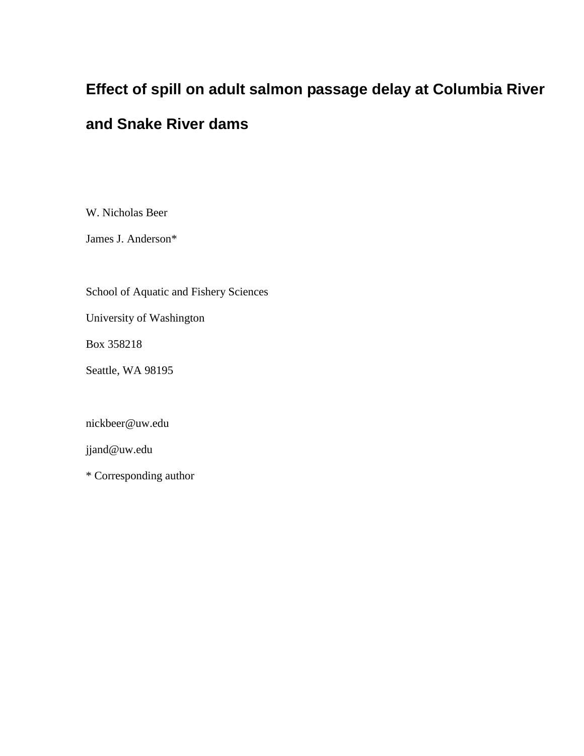# Effect of spill on adult salmon passage delay at Columbia River and Snake River dams

W. Nicholas Beer

James J. Anderson*

School of Aquatic and Fishery Sciences

University of Washington

Box 358218

Seattle, WA 98195

nickbeer@uw.edu

jjand@uw.edu

* Corresponding author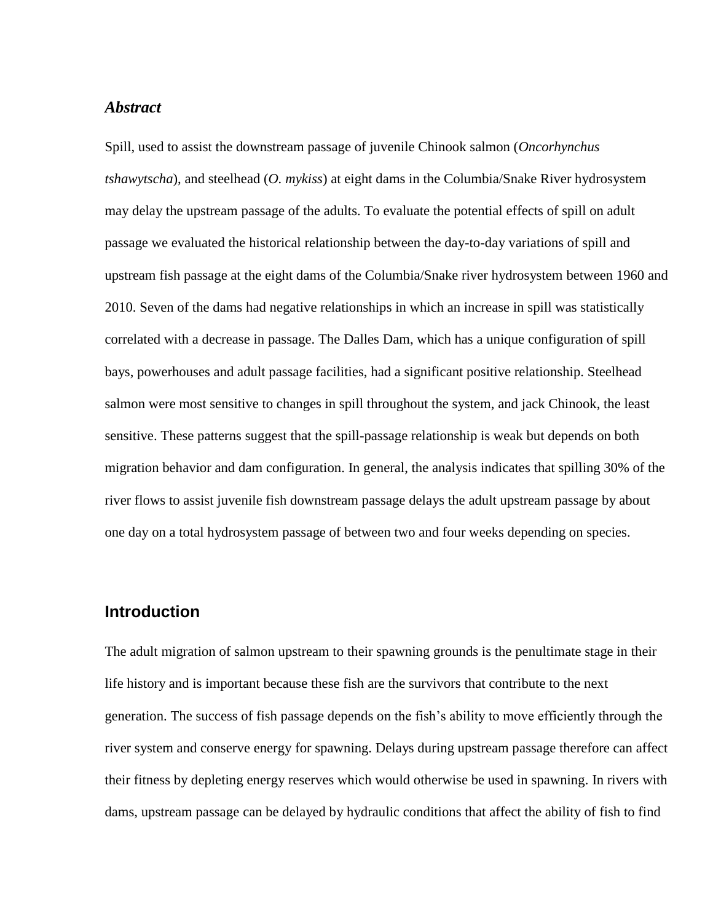### *Abstract*

Spill, used to assist the downstream passage of juvenile Chinook salmon (*Oncorhynchus tshawytscha*), and steelhead (*O. mykiss*) at eight dams in the Columbia/Snake River hydrosystem may delay the upstream passage of the adults. To evaluate the potential effects of spill on adult passage we evaluated the historical relationship between the day-to-day variations of spill and upstream fish passage at the eight dams of the Columbia/Snake river hydrosystem between 1960 and 2010. Seven of the dams had negative relationships in which an increase in spill was statistically correlated with a decrease in passage. The Dalles Dam, which has a unique configuration of spill bays, powerhouses and adult passage facilities, had a significant positive relationship. Steelhead salmon were most sensitive to changes in spill throughout the system, and jack Chinook, the least sensitive. These patterns suggest that the spill-passage relationship is weak but depends on both migration behavior and dam configuration. In general, the analysis indicates that spilling 30% of the river flows to assist juvenile fish downstream passage delays the adult upstream passage by about one day on a total hydrosystem passage of between two and four weeks depending on species.

## Introduction

The adult migration of salmon upstream to their spawning grounds is the penultimate stage in their life history and is important because these fish are the survivors that contribute to the next generation. The success of fish passage depends on the fish's ability to move efficiently through the river system and conserve energy for spawning. Delays during upstream passage therefore can affect their fitness by depleting energy reserves which would otherwise be used in spawning. In rivers with dams, upstream passage can be delayed by hydraulic conditions that affect the ability of fish to find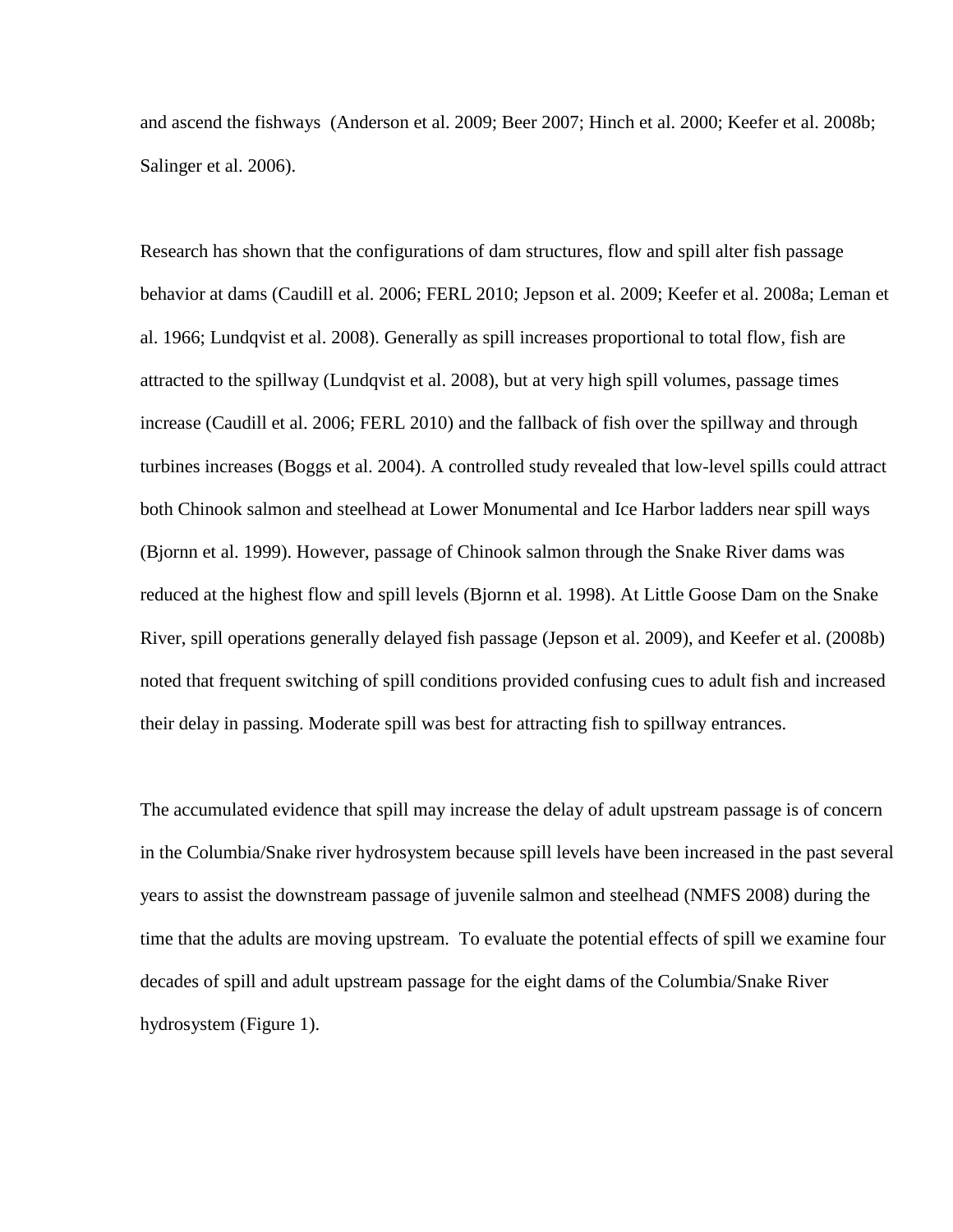and ascend the fishways (Anderson et al. 2009; Beer 2007; Hinch et al. 2000; Keefer et al. 2008b; Salinger et al. 2006).

Research has shown that the configurations of dam structures, flow and spill alter fish passage behavior at dams (Caudill et al. 2006; FERL 2010; Jepson et al. 2009; Keefer et al. 2008a; Leman et al. 1966; Lundqvist et al. 2008). Generally as spill increases proportional to total flow, fish are attracted to the spillway (Lundqvist et al. 2008), but at very high spill volumes, passage times increase (Caudill et al. 2006; FERL 2010) and the fallback of fish over the spillway and through turbines increases (Boggs et al. 2004). A controlled study revealed that low-level spills could attract both Chinook salmon and steelhead at Lower Monumental and Ice Harbor ladders near spill ways (Bjornn et al. 1999). However, passage of Chinook salmon through the Snake River dams was reduced at the highest flow and spill levels (Bjornn et al. 1998). At Little Goose Dam on the Snake River, spill operations generally delayed fish passage (Jepson et al. 2009), and Keefer et al. (2008b) noted that frequent switching of spill conditions provided confusing cues to adult fish and increased their delay in passing. Moderate spill was best for attracting fish to spillway entrances.

The accumulated evidence that spill may increase the delay of adult upstream passage is of concern in the Columbia/Snake river hydrosystem because spill levels have been increased in the past several years to assist the downstream passage of juvenile salmon and steelhead (NMFS 2008) during the time that the adults are moving upstream. To evaluate the potential effects of spill we examine four decades of spill and adult upstream passage for the eight dams of the Columbia/Snake River hydrosystem (Figure 1).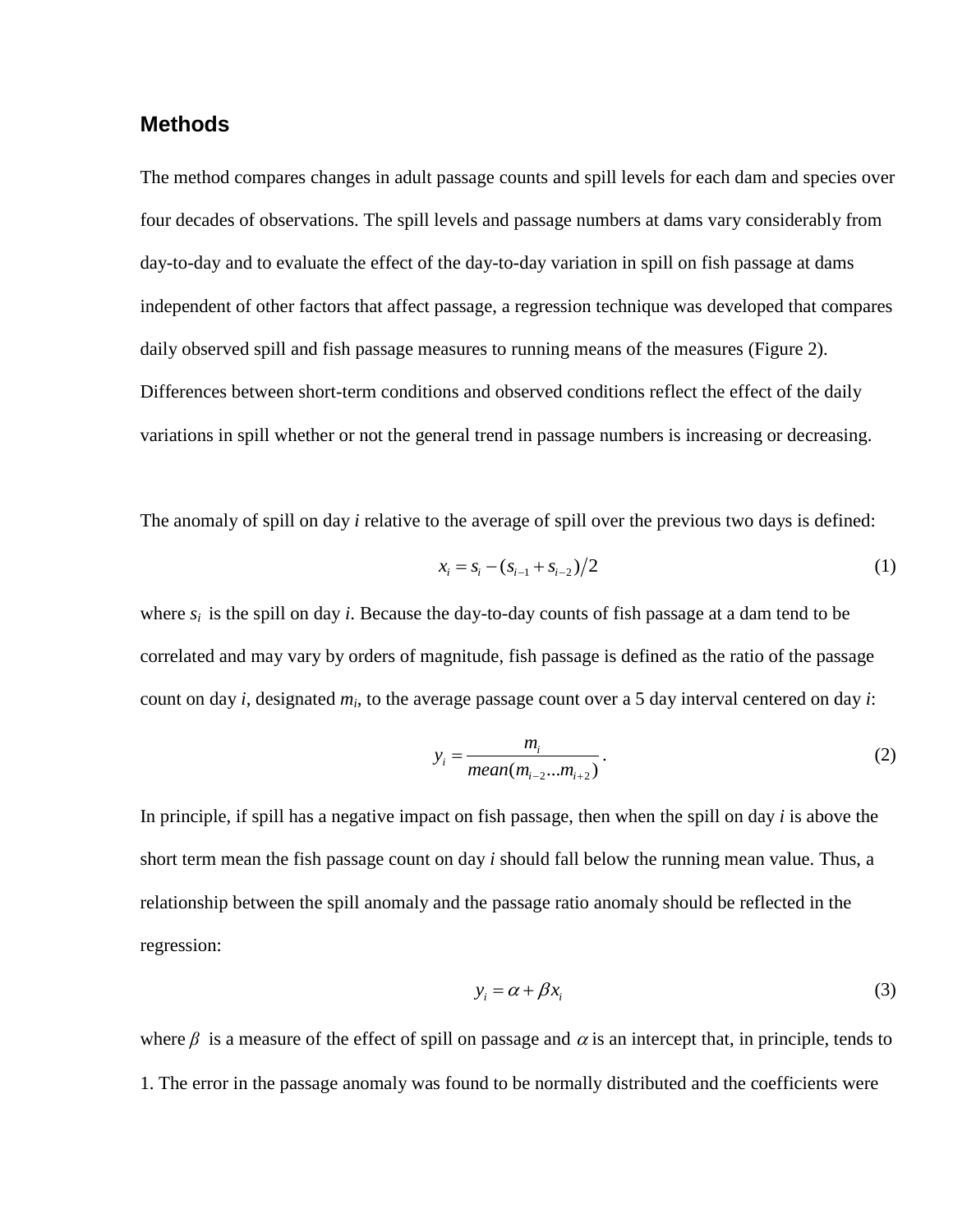## Methods

The method compares changes in adult passage counts and spill levels for each dam and species over four decades of observations. The spill levels and passage numbers at dams vary considerably from day-to-day and to evaluate the effect of the day-to-day variation in spill on fish passage at dams independent of other factors that affect passage, a regression technique was developed that compares daily observed spill and fish passage measures to running means of the measures (Figure 2). Differences between short-term conditions and observed conditions reflect the effect of the daily variations in spill whether or not the general trend in passage numbers is increasing or decreasing.

The anomaly of spill on day *i* relative to the average of spill over the previous two days is defined:

$$x_i = s_i - (s_{i-1} + s_{i-2})/2 \tag{1}$$

where $s_i$ is the spill on day *i*. Because the day-to-day counts of fish passage at a dam tend to be correlated and may vary by orders of magnitude, fish passage is defined as the ratio of the passage count on day *i*, designated $m_i$, to the average passage count over a 5 day interval centered on day *i*:

$$y_i = \frac{m_i}{mean(m_{i-2}...m_{i+2})}. \tag{2}$$

In principle, if spill has a negative impact on fish passage, then when the spill on day *i* is above the short term mean the fish passage count on day *i* should fall below the running mean value. Thus, a relationship between the spill anomaly and the passage ratio anomaly should be reflected in the regression:

$$y_i = \alpha + \beta x_i \tag{3}$$

where $\beta$ is a measure of the effect of spill on passage and $\alpha$ is an intercept that, in principle, tends to 1. The error in the passage anomaly was found to be normally distributed and the coefficients were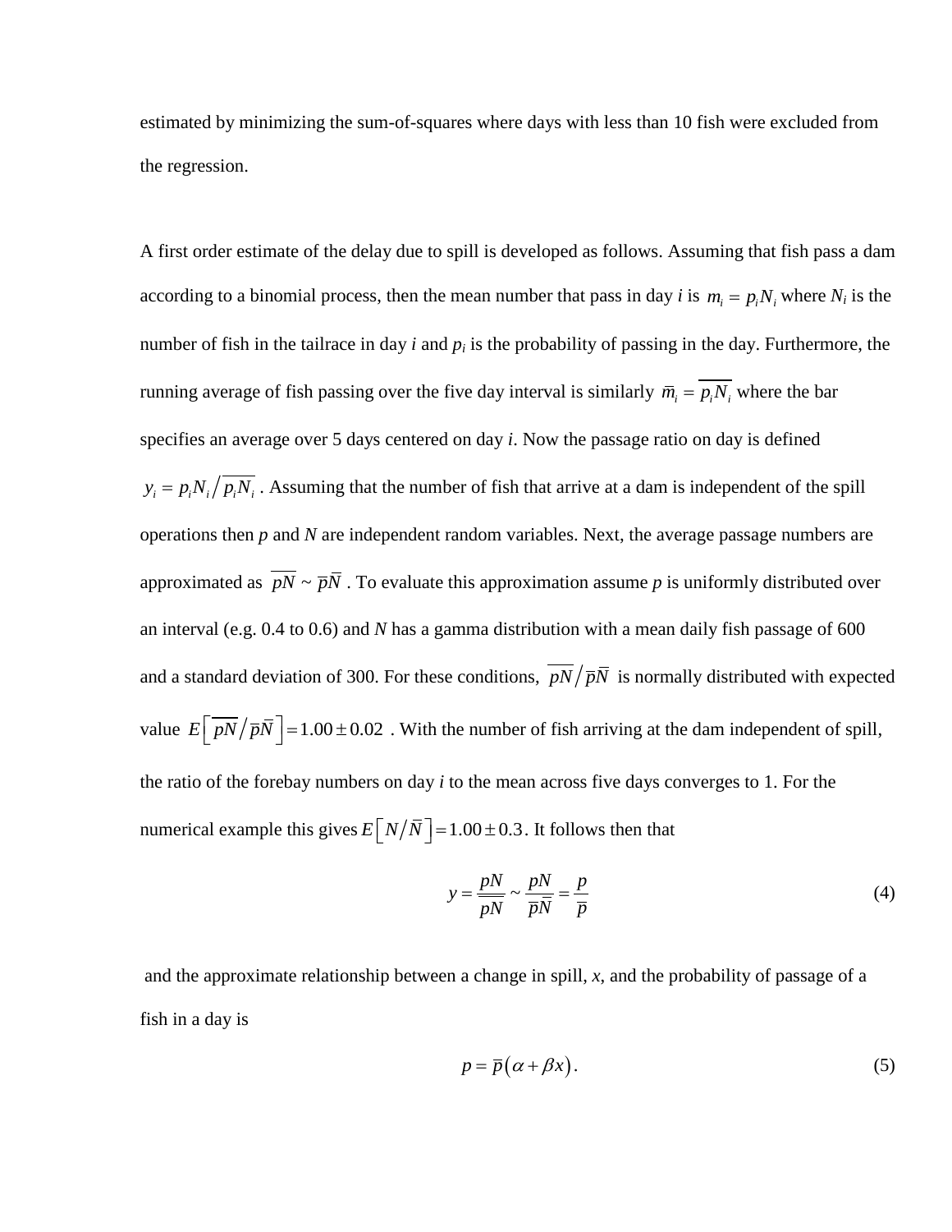estimated by minimizing the sum-of-squares where days with less than 10 fish were excluded from the regression.

A first order estimate of the delay due to spill is developed as follows. Assuming that fish pass a dam according to a binomial process, then the mean number that pass in day *i* is $m_i = p_i N_i$ where $N_i$ is the number of fish in the tailrace in day *i* and $p_i$ is the probability of passing in the day. Furthermore, the running average of fish passing over the five day interval is similarly $\overline{m}_i = \overline{p_i N_i}$ where the bar specifies an average over 5 days centered on day *i*. Now the passage ratio on day is defined $y_i = p_i N_i / \overline{p_i N_i}$ . Assuming that the number of fish that arrive at a dam is independent of the spill operations then *p* and *N* are independent random variables. Next, the average passage numbers are approximated as $\overline{pN} \sim \overline{p}\overline{N}$ . To evaluate this approximation assume *p* is uniformly distributed over an interval (e.g. 0.4 to 0.6) and *N* has a gamma distribution with a mean daily fish passage of 600 and a standard deviation of 300. For these conditions, $\overline{pN}/\overline{p}\overline{N}$ is normally distributed with expected value $E\left[\overline{pN}/\overline{p}\overline{N}\right] = 1.00 \pm 0.02$ . With the number of fish arriving at the dam independent of spill, the ratio of the forebay numbers on day *i* to the mean across five days converges to 1. For the numerical example this gives $E\left[N/\overline{N}\right] = 1.00 \pm 0.3$. It follows then that

$$y = \frac{pN}{\overline{pN}} \sim \frac{pN}{\overline{p}\overline{N}} = \frac{p}{\overline{p}} \tag{4}$$

and the approximate relationship between a change in spill, *x*, and the probability of passage of a fish in a day is

$$p = \overline{p}\left(\alpha + \beta x\right). \tag{5}$$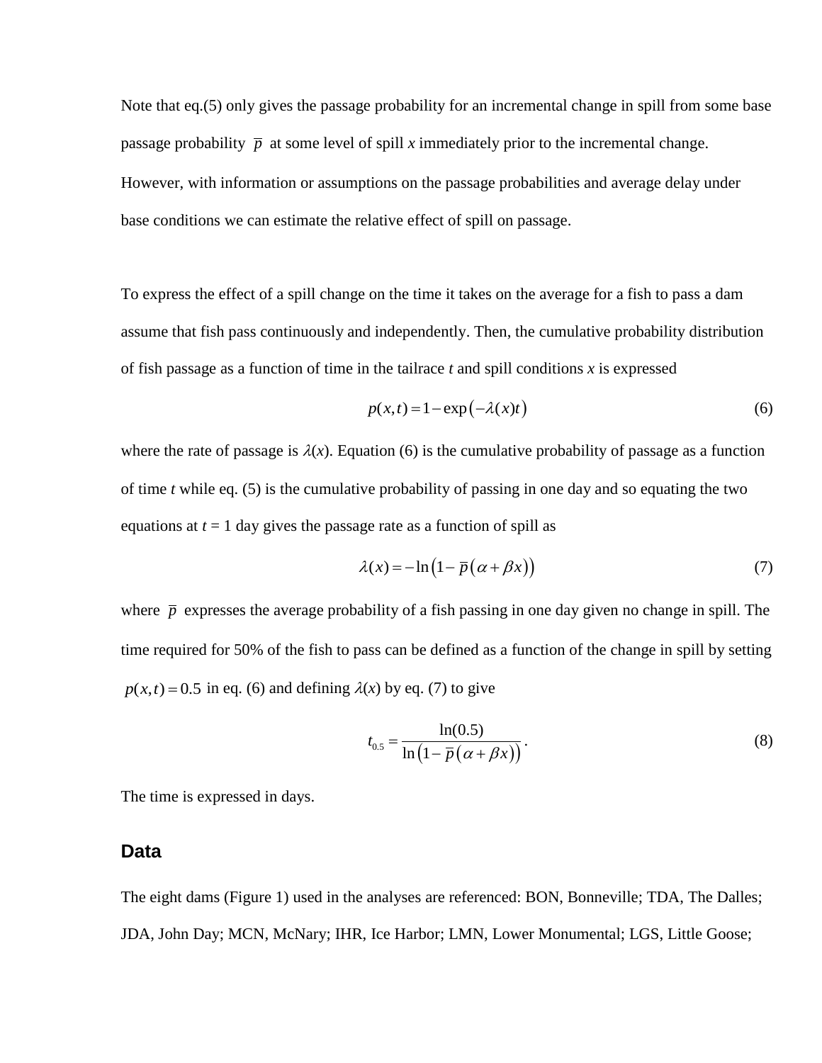Note that eq.(5) only gives the passage probability for an incremental change in spill from some base passage probability $\overline{p}$ at some level of spill *x* immediately prior to the incremental change. However, with information or assumptions on the passage probabilities and average delay under base conditions we can estimate the relative effect of spill on passage.

To express the effect of a spill change on the time it takes on the average for a fish to pass a dam assume that fish pass continuously and independently. Then, the cumulative probability distribution of fish passage as a function of time in the tailrace *t* and spill conditions *x* is expressed

$$p(x,t) = 1 - \exp\left(-\lambda(x)t\right) \tag{6}$$

where the rate of passage is $\lambda(x)$. Equation (6) is the cumulative probability of passage as a function of time *t* while eq. (5) is the cumulative probability of passing in one day and so equating the two equations at $t = 1$ day gives the passage rate as a function of spill as

$$\lambda(x) = -\ln\left(1 - \overline{p}\left(\alpha + \beta x\right)\right) \tag{7}$$

where $\overline{p}$ expresses the average probability of a fish passing in one day given no change in spill. The time required for 50% of the fish to pass can be defined as a function of the change in spill by setting $p(x,t) = 0.5$ in eq. (6) and defining $\lambda(x)$ by eq. (7) to give

$$t_{0.5} = \frac{\ln(0.5)}{\ln\left(1 - \overline{p}\left(\alpha + \beta x\right)\right)}. \tag{8}$$

The time is expressed in days.

## Data

The eight dams (Figure 1) used in the analyses are referenced: BON, Bonneville; TDA, The Dalles; JDA, John Day; MCN, McNary; IHR, Ice Harbor; LMN, Lower Monumental; LGS, Little Goose;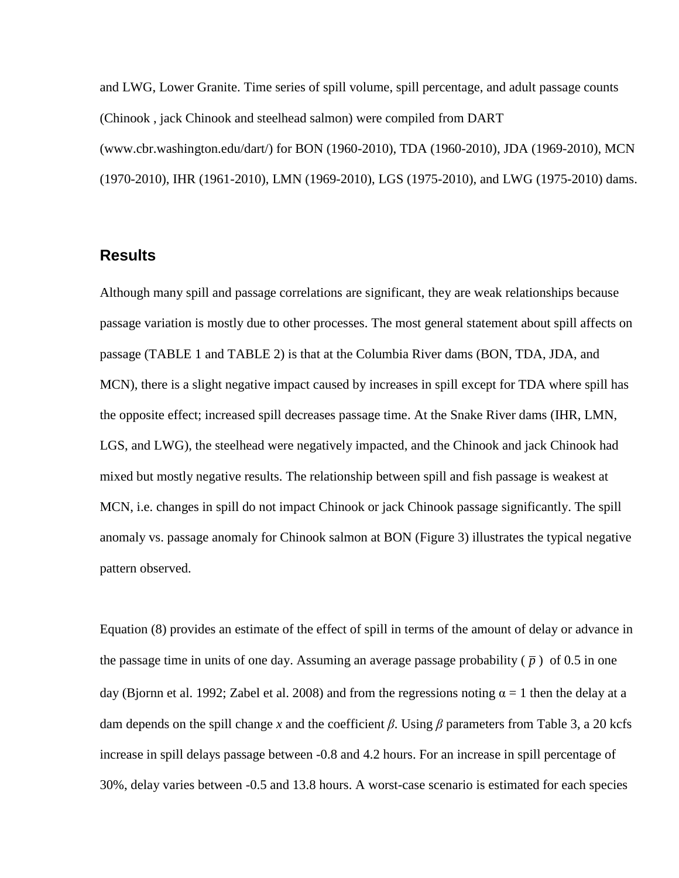and LWG, Lower Granite. Time series of spill volume, spill percentage, and adult passage counts (Chinook , jack Chinook and steelhead salmon) were compiled from DART (www.cbr.washington.edu/dart/) for BON (1960-2010), TDA (1960-2010), JDA (1969-2010), MCN (1970-2010), IHR (1961-2010), LMN (1969-2010), LGS (1975-2010), and LWG (1975-2010) dams.

## Results

Although many spill and passage correlations are significant, they are weak relationships because passage variation is mostly due to other processes. The most general statement about spill affects on passage (TABLE 1 and TABLE 2) is that at the Columbia River dams (BON, TDA, JDA, and MCN), there is a slight negative impact caused by increases in spill except for TDA where spill has the opposite effect; increased spill decreases passage time. At the Snake River dams (IHR, LMN, LGS, and LWG), the steelhead were negatively impacted, and the Chinook and jack Chinook had mixed but mostly negative results. The relationship between spill and fish passage is weakest at MCN, i.e. changes in spill do not impact Chinook or jack Chinook passage significantly. The spill anomaly vs. passage anomaly for Chinook salmon at BON (Figure 3) illustrates the typical negative pattern observed.

Equation (8) provides an estimate of the effect of spill in terms of the amount of delay or advance in the passage time in units of one day. Assuming an average passage probability ( $\bar{p}$ ) of 0.5 in one day (Bjornn et al. 1992; Zabel et al. 2008) and from the regressions noting $\alpha = 1$ then the delay at a dam depends on the spill change $x$ and the coefficient $\beta$. Using $\beta$ parameters from Table 3, a 20 kcfs increase in spill delays passage between -0.8 and 4.2 hours. For an increase in spill percentage of 30%, delay varies between -0.5 and 13.8 hours. A worst-case scenario is estimated for each species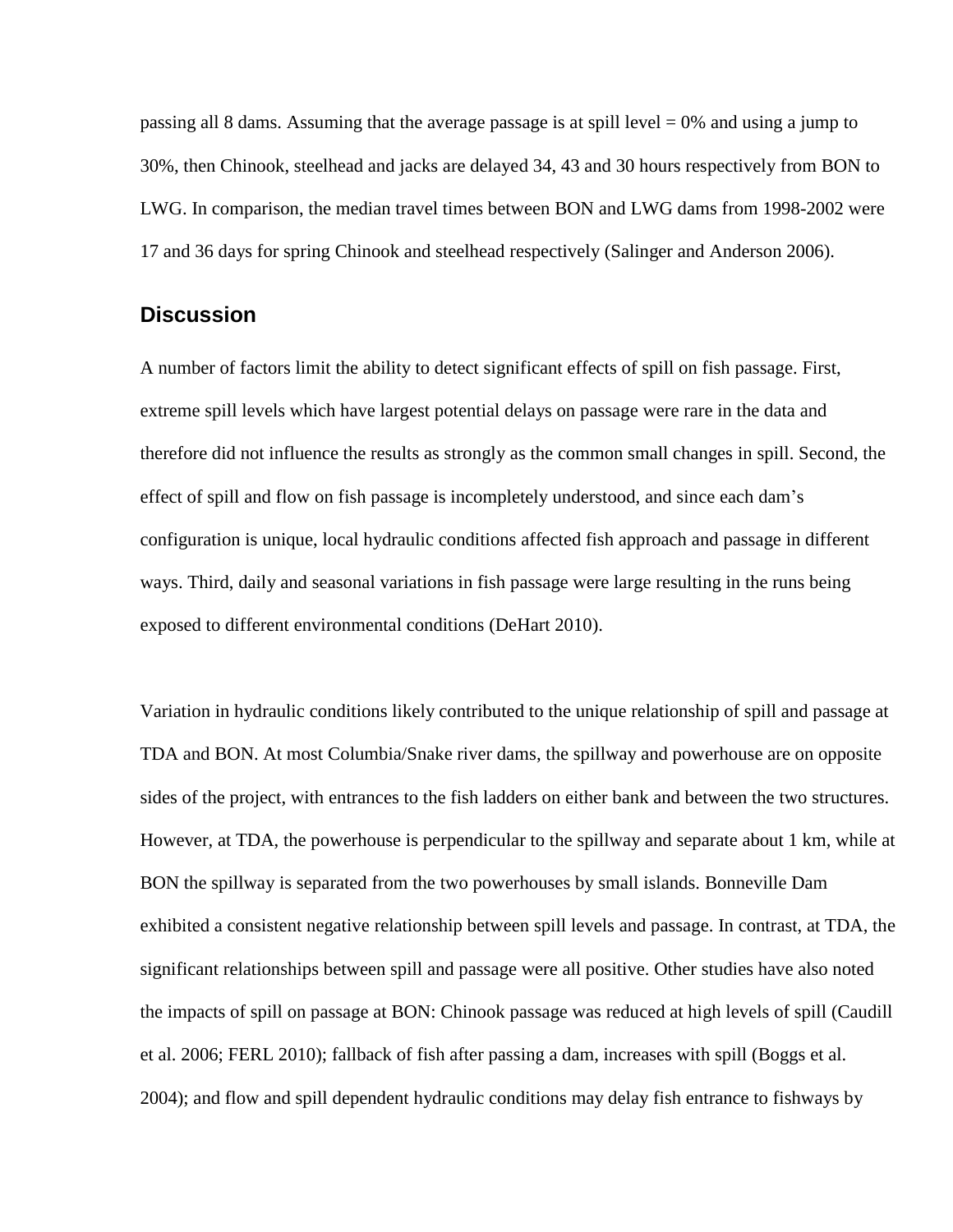passing all 8 dams. Assuming that the average passage is at spill level = 0% and using a jump to 30%, then Chinook, steelhead and jacks are delayed 34, 43 and 30 hours respectively from BON to LWG. In comparison, the median travel times between BON and LWG dams from 1998-2002 were 17 and 36 days for spring Chinook and steelhead respectively (Salinger and Anderson 2006).

## Discussion

A number of factors limit the ability to detect significant effects of spill on fish passage. First, extreme spill levels which have largest potential delays on passage were rare in the data and therefore did not influence the results as strongly as the common small changes in spill. Second, the effect of spill and flow on fish passage is incompletely understood, and since each dam's configuration is unique, local hydraulic conditions affected fish approach and passage in different ways. Third, daily and seasonal variations in fish passage were large resulting in the runs being exposed to different environmental conditions (DeHart 2010).

Variation in hydraulic conditions likely contributed to the unique relationship of spill and passage at TDA and BON. At most Columbia/Snake river dams, the spillway and powerhouse are on opposite sides of the project, with entrances to the fish ladders on either bank and between the two structures. However, at TDA, the powerhouse is perpendicular to the spillway and separate about 1 km, while at BON the spillway is separated from the two powerhouses by small islands. Bonneville Dam exhibited a consistent negative relationship between spill levels and passage. In contrast, at TDA, the significant relationships between spill and passage were all positive. Other studies have also noted the impacts of spill on passage at BON: Chinook passage was reduced at high levels of spill (Caudill et al. 2006; FERL 2010); fallback of fish after passing a dam, increases with spill (Boggs et al. 2004); and flow and spill dependent hydraulic conditions may delay fish entrance to fishways by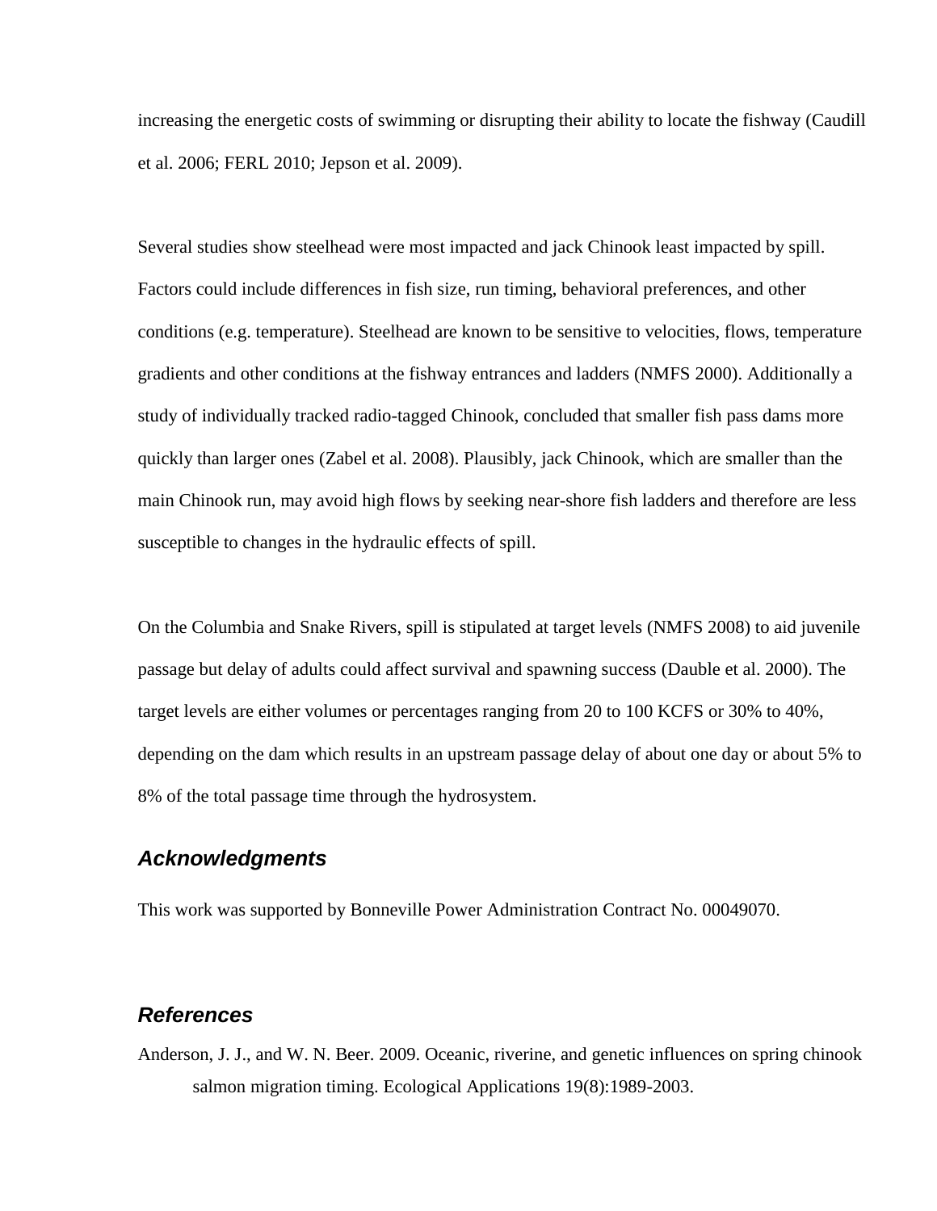increasing the energetic costs of swimming or disrupting their ability to locate the fishway (Caudill et al. 2006; FERL 2010; Jepson et al. 2009).

Several studies show steelhead were most impacted and jack Chinook least impacted by spill. Factors could include differences in fish size, run timing, behavioral preferences, and other conditions (e.g. temperature). Steelhead are known to be sensitive to velocities, flows, temperature gradients and other conditions at the fishway entrances and ladders (NMFS 2000). Additionally a study of individually tracked radio-tagged Chinook, concluded that smaller fish pass dams more quickly than larger ones (Zabel et al. 2008). Plausibly, jack Chinook, which are smaller than the main Chinook run, may avoid high flows by seeking near-shore fish ladders and therefore are less susceptible to changes in the hydraulic effects of spill.

On the Columbia and Snake Rivers, spill is stipulated at target levels (NMFS 2008) to aid juvenile passage but delay of adults could affect survival and spawning success (Dauble et al. 2000). The target levels are either volumes or percentages ranging from 20 to 100 KCFS or 30% to 40%, depending on the dam which results in an upstream passage delay of about one day or about 5% to 8% of the total passage time through the hydrosystem.

## *Acknowledgments*

This work was supported by Bonneville Power Administration Contract No. 00049070.

## *References*

Anderson, J. J., and W. N. Beer. 2009. Oceanic, riverine, and genetic influences on spring chinook salmon migration timing. Ecological Applications 19(8):1989-2003.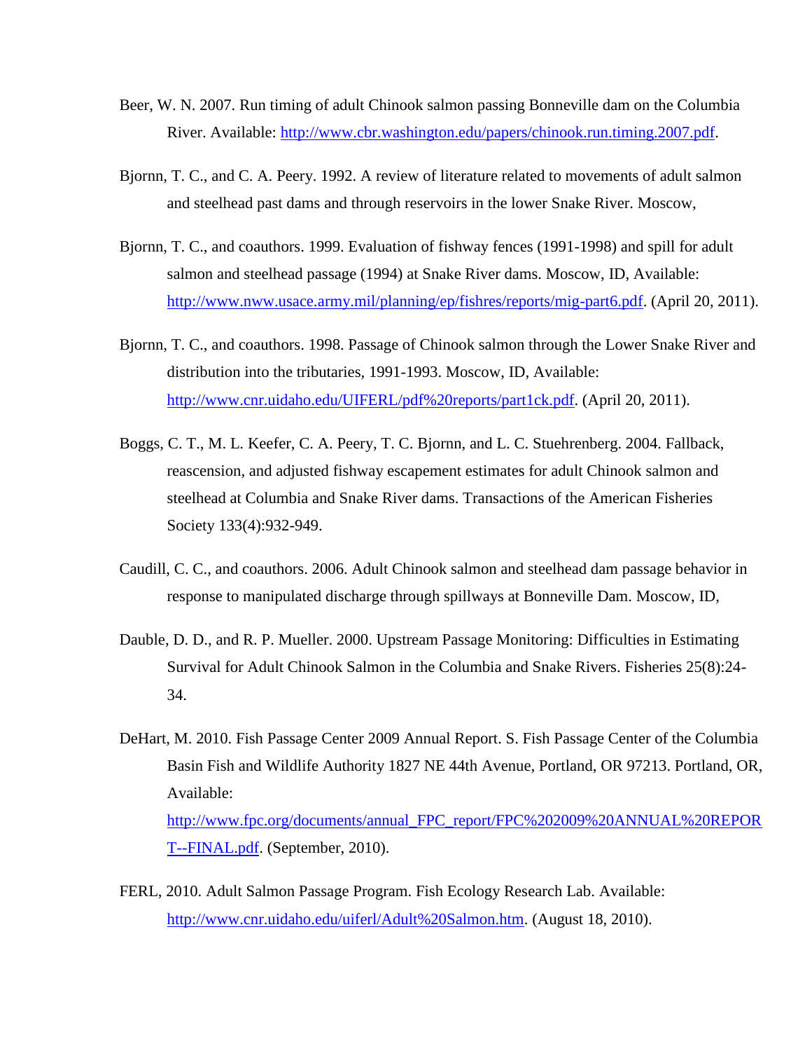Beer, W. N. 2007. Run timing of adult Chinook salmon passing Bonneville dam on the Columbia River. Available: http://www.cbr.washington.edu/papers/chinook.run.timing.2007.pdf.

Bjornn, T. C., and C. A. Peery. 1992. A review of literature related to movements of adult salmon and steelhead past dams and through reservoirs in the lower Snake River. Moscow,

Bjornn, T. C., and coauthors. 1999. Evaluation of fishway fences (1991-1998) and spill for adult salmon and steelhead passage (1994) at Snake River dams. Moscow, ID, Available: http://www.nww.usace.army.mil/planning/ep/fishres/reports/mig-part6.pdf. (April 20, 2011).

Bjornn, T. C., and coauthors. 1998. Passage of Chinook salmon through the Lower Snake River and distribution into the tributaries, 1991-1993. Moscow, ID, Available: http://www.cnr.uidaho.edu/UIFERL/pdf%20reports/part1ck.pdf. (April 20, 2011).

Boggs, C. T., M. L. Keefer, C. A. Peery, T. C. Bjornn, and L. C. Stuehrenberg. 2004. Fallback, reascension, and adjusted fishway escapement estimates for adult Chinook salmon and steelhead at Columbia and Snake River dams. Transactions of the American Fisheries Society 133(4):932-949.

Caudill, C. C., and coauthors. 2006. Adult Chinook salmon and steelhead dam passage behavior in response to manipulated discharge through spillways at Bonneville Dam. Moscow, ID,

Dauble, D. D., and R. P. Mueller. 2000. Upstream Passage Monitoring: Difficulties in Estimating Survival for Adult Chinook Salmon in the Columbia and Snake Rivers. Fisheries 25(8):24-34.

DeHart, M. 2010. Fish Passage Center 2009 Annual Report. S. Fish Passage Center of the Columbia Basin Fish and Wildlife Authority 1827 NE 44th Avenue, Portland, OR 97213. Portland, OR, Available: http://www.fpc.org/documents/annual_FPC_report/FPC%202009%20ANNUAL%20REPORT--FINAL.pdf. (September, 2010).

FERL, 2010. Adult Salmon Passage Program. Fish Ecology Research Lab. Available: http://www.cnr.uidaho.edu/uiferl/Adult%20Salmon.htm. (August 18, 2010).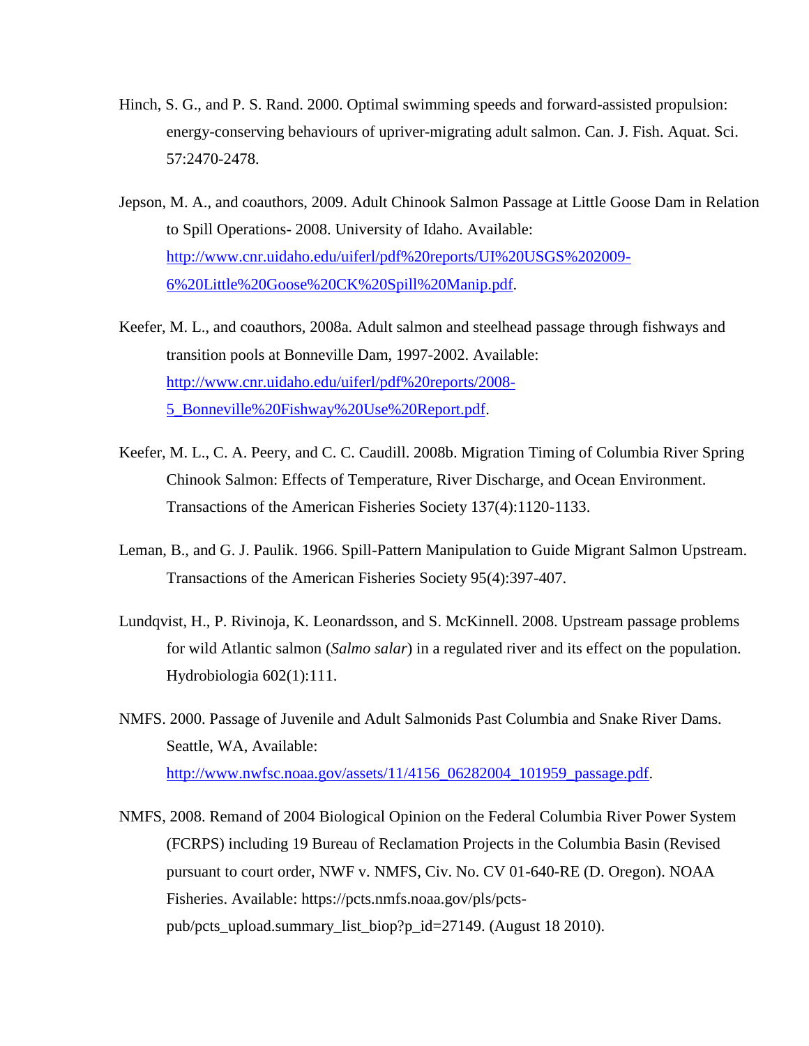Hinch, S. G., and P. S. Rand. 2000. Optimal swimming speeds and forward-assisted propulsion: energy-conserving behaviours of upriver-migrating adult salmon. Can. J. Fish. Aquat. Sci. 57:2470-2478.

Jepson, M. A., and coauthors, 2009. Adult Chinook Salmon Passage at Little Goose Dam in Relation to Spill Operations- 2008. University of Idaho. Available: [http://www.cnr.uidaho.edu/uiferl/pdf%20reports/UI%20USGS%202009-6%20Little%20Goose%20CK%20Spill%20Manip.pdf](http://www.cnr.uidaho.edu/uiferl/pdf%20reports/UI%20USGS%202009-6%20Little%20Goose%20CK%20Spill%20Manip.pdf).

Keefer, M. L., and coauthors, 2008a. Adult salmon and steelhead passage through fishways and transition pools at Bonneville Dam, 1997-2002. Available: [http://www.cnr.uidaho.edu/uiferl/pdf%20reports/2008-5_Bonneville%20Fishway%20Use%20Report.pdf](http://www.cnr.uidaho.edu/uiferl/pdf%20reports/2008-5_Bonneville%20Fishway%20Use%20Report.pdf).

Keefer, M. L., C. A. Peery, and C. C. Caudill. 2008b. Migration Timing of Columbia River Spring Chinook Salmon: Effects of Temperature, River Discharge, and Ocean Environment. Transactions of the American Fisheries Society 137(4):1120-1133.

Leman, B., and G. J. Paulik. 1966. Spill-Pattern Manipulation to Guide Migrant Salmon Upstream. Transactions of the American Fisheries Society 95(4):397-407.

Lundqvist, H., P. Rivinoja, K. Leonardsson, and S. McKinnell. 2008. Upstream passage problems for wild Atlantic salmon (*Salmo salar*) in a regulated river and its effect on the population. Hydrobiologia 602(1):111.

NMFS. 2000. Passage of Juvenile and Adult Salmonids Past Columbia and Snake River Dams. Seattle, WA, Available: [http://www.nwfsc.noaa.gov/assets/11/4156_06282004_101959_passage.pdf](http://www.nwfsc.noaa.gov/assets/11/4156_06282004_101959_passage.pdf).

NMFS, 2008. Remand of 2004 Biological Opinion on the Federal Columbia River Power System (FCRPS) including 19 Bureau of Reclamation Projects in the Columbia Basin (Revised pursuant to court order, NWF v. NMFS, Civ. No. CV 01-640-RE (D. Oregon). NOAA Fisheries. Available: https://pcts.nmfs.noaa.gov/pls/pcts-pub/pcts_upload.summary_list_biop?p_id=27149. (August 18 2010).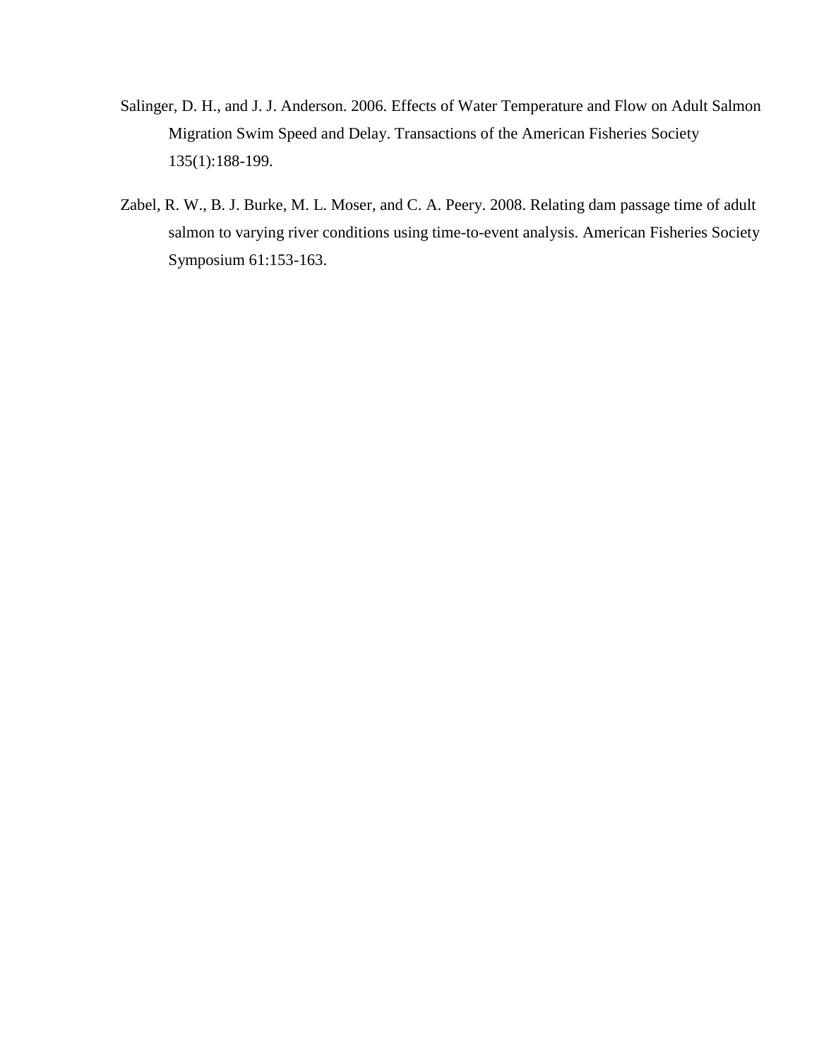Salinger, D. H., and J. J. Anderson. 2006. Effects of Water Temperature and Flow on Adult Salmon Migration Swim Speed and Delay. Transactions of the American Fisheries Society 135(1):188-199.

Zabel, R. W., B. J. Burke, M. L. Moser, and C. A. Peery. 2008. Relating dam passage time of adult salmon to varying river conditions using time-to-event analysis. American Fisheries Society Symposium 61:153-163.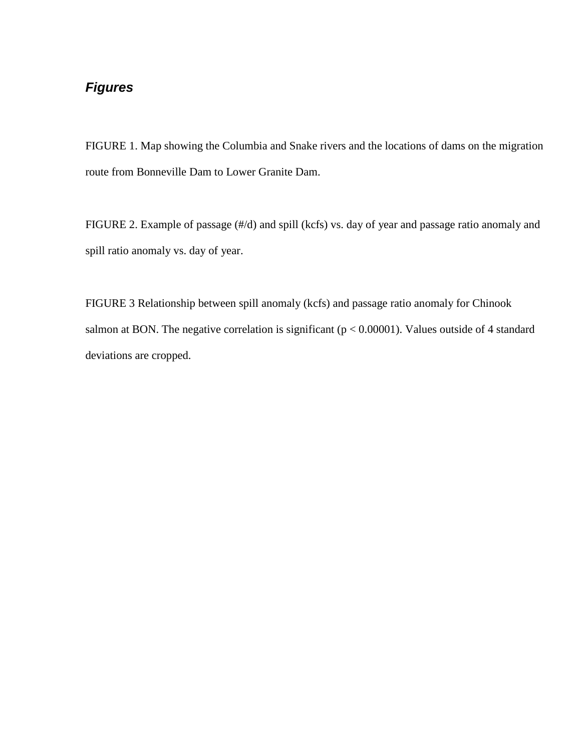## ***Figures***

FIGURE 1. Map showing the Columbia and Snake rivers and the locations of dams on the migration route from Bonneville Dam to Lower Granite Dam.

FIGURE 2. Example of passage (#/d) and spill (kcfs) vs. day of year and passage ratio anomaly and spill ratio anomaly vs. day of year.

FIGURE 3 Relationship between spill anomaly (kcfs) and passage ratio anomaly for Chinook salmon at BON. The negative correlation is significant ($p < 0.00001$). Values outside of 4 standard deviations are cropped.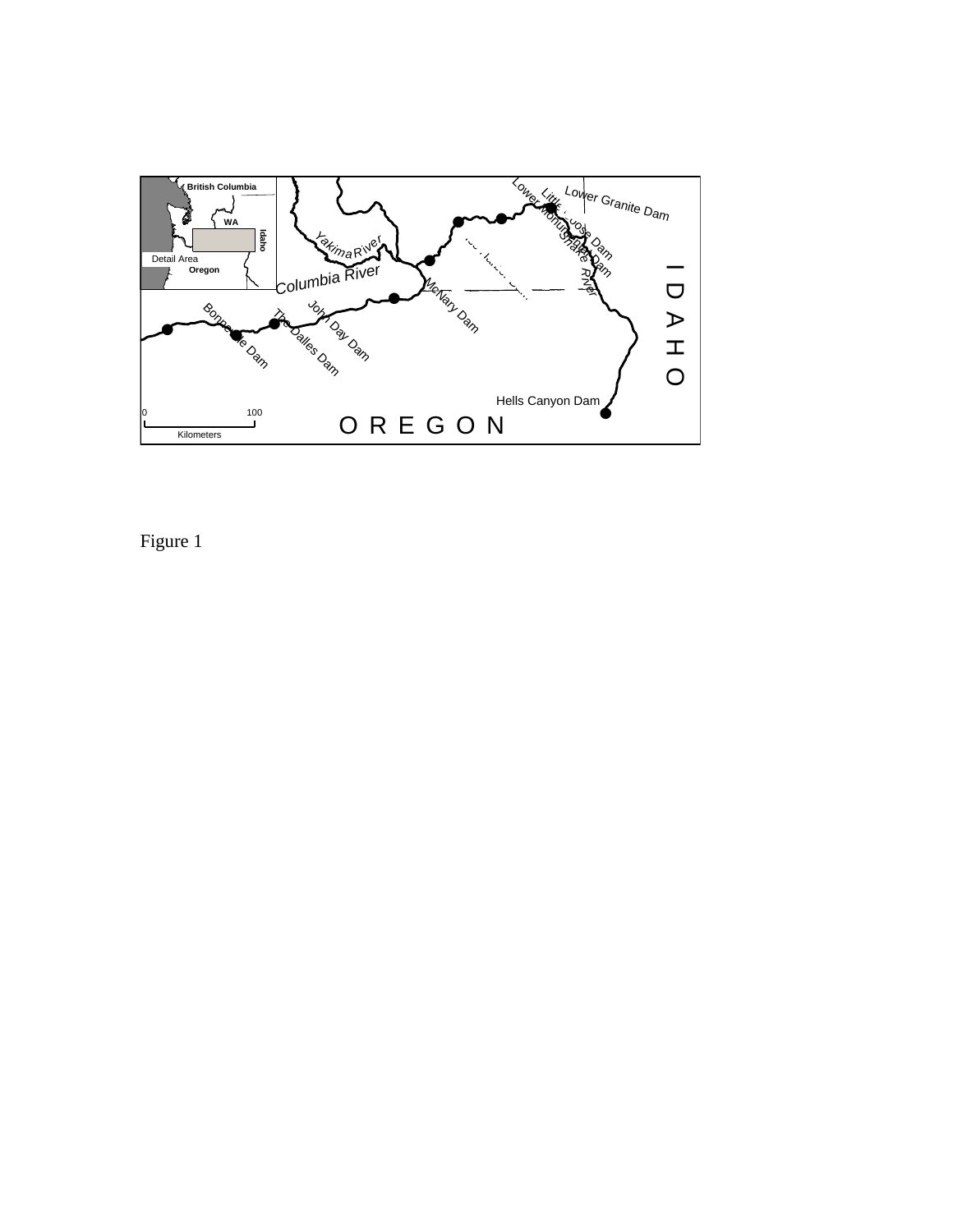Figure 1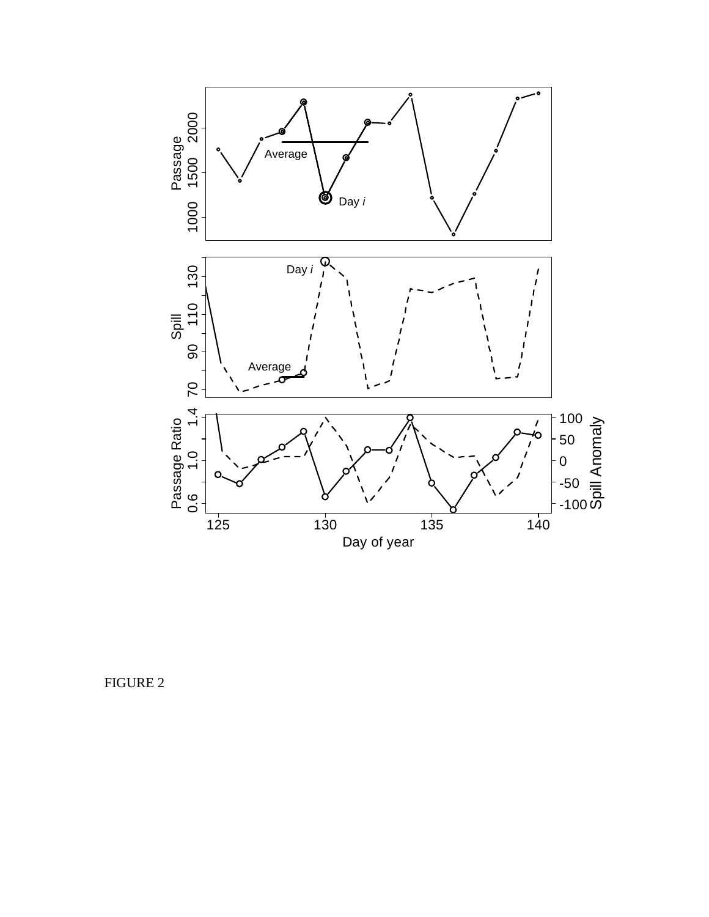FIGURE 2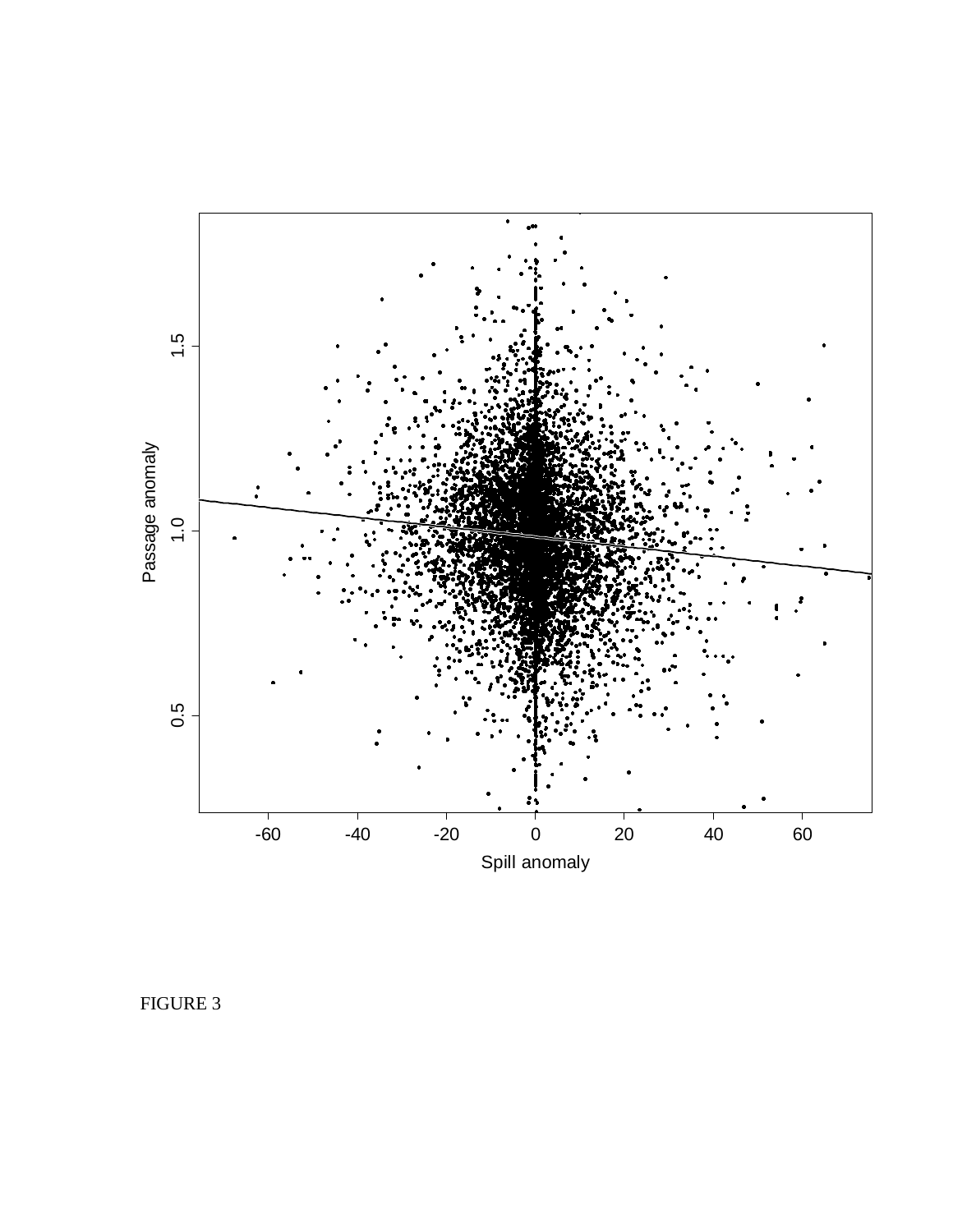FIGURE 3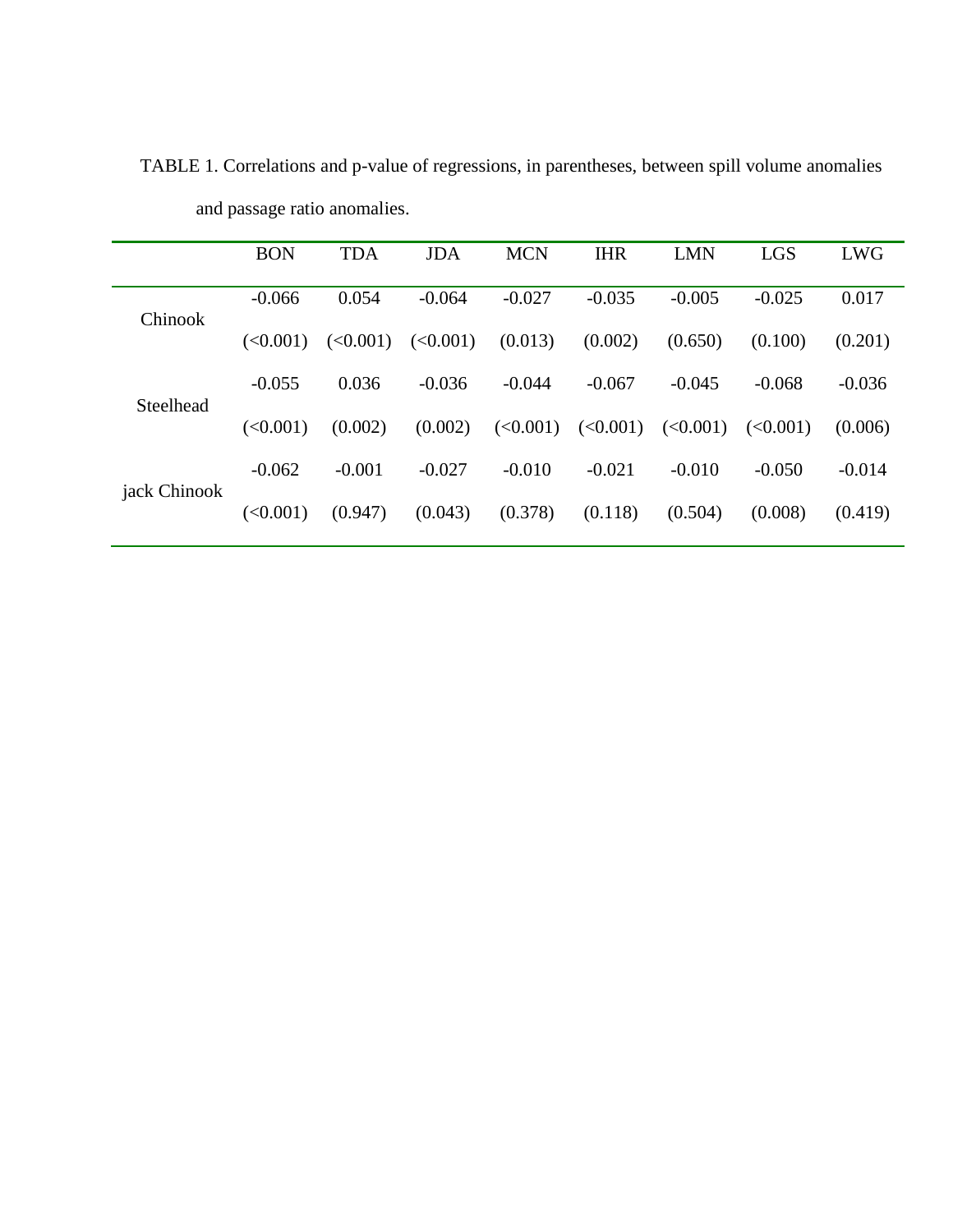TABLE 1. Correlations and p-value of regressions, in parentheses, between spill volume anomalies and passage ratio anomalies.

| | BON | TDA | JDA | MCN | IHR | LMN | LGS | LWG |
|---|---|---|---|---|---|---|---|---|
| Chinook | -0.066 | 0.054 | -0.064 | -0.027 | -0.035 | -0.005 | -0.025 | 0.017 |
| | (<0.001) | (<0.001) | (<0.001) | (0.013) | (0.002) | (0.650) | (0.100) | (0.201) |
| Steelhead | -0.055 | 0.036 | -0.036 | -0.044 | -0.067 | -0.045 | -0.068 | -0.036 |
| | (<0.001) | (0.002) | (0.002) | (<0.001) | (<0.001) | (<0.001) | (<0.001) | (0.006) |
| jack Chinook | -0.062 | -0.001 | -0.027 | -0.010 | -0.021 | -0.010 | -0.050 | -0.014 |
| | (<0.001) | (0.947) | (0.043) | (0.378) | (0.118) | (0.504) | (0.008) | (0.419) |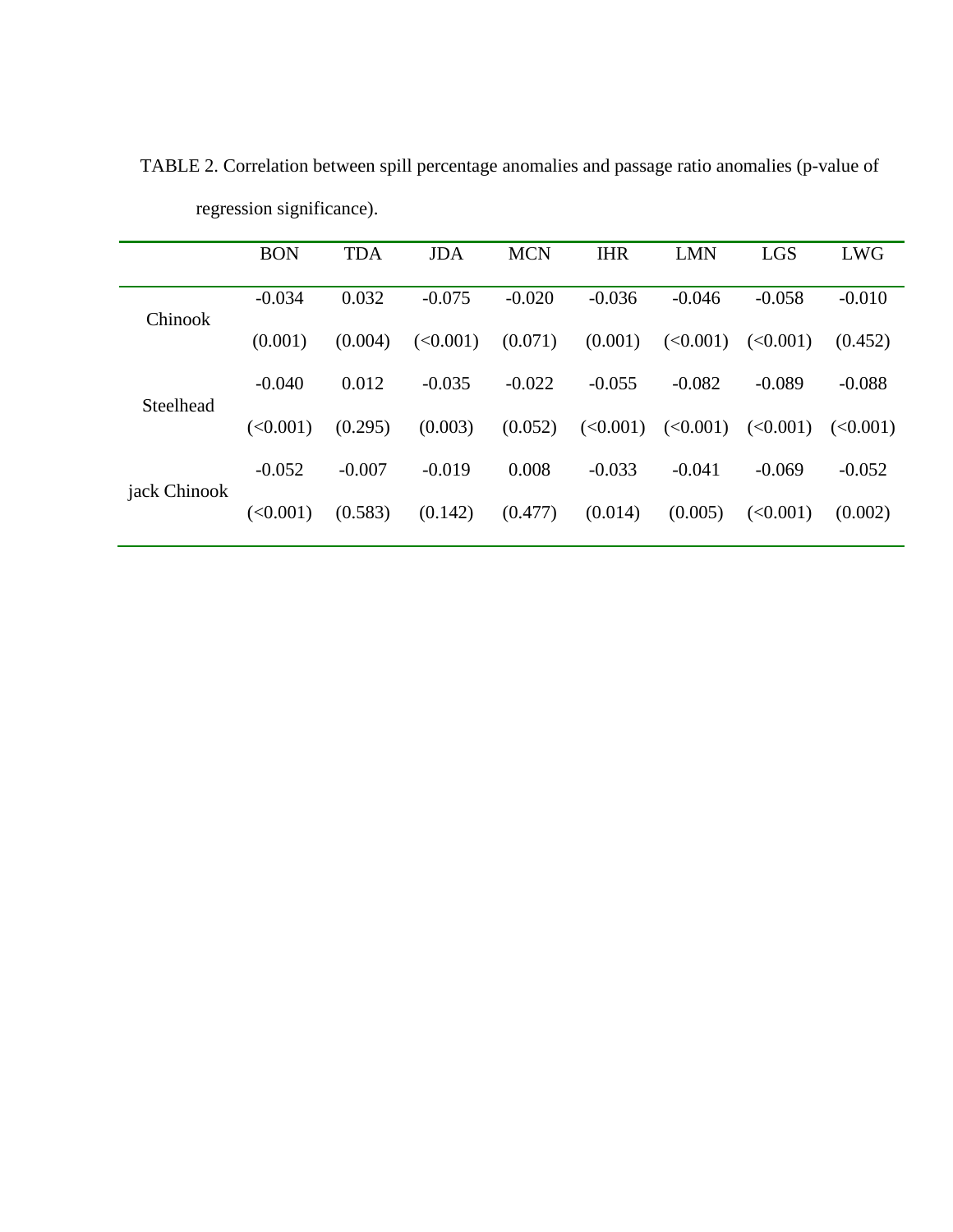TABLE 2. Correlation between spill percentage anomalies and passage ratio anomalies (p-value of regression significance).

| | BON | TDA | JDA | MCN | IHR | LMN | LGS | LWG |
|---|---|---|---|---|---|---|---|---|
| Chinook | -0.034 | 0.032 | -0.075 | -0.020 | -0.036 | -0.046 | -0.058 | -0.010 |
| | (0.001) | (0.004) | (<0.001) | (0.071) | (0.001) | (<0.001) | (<0.001) | (0.452) |
| Steelhead | -0.040 | 0.012 | -0.035 | -0.022 | -0.055 | -0.082 | -0.089 | -0.088 |
| | (<0.001) | (0.295) | (0.003) | (0.052) | (<0.001) | (<0.001) | (<0.001) | (<0.001) |
| jack Chinook | -0.052 | -0.007 | -0.019 | 0.008 | -0.033 | -0.041 | -0.069 | -0.052 |
| | (<0.001) | (0.583) | (0.142) | (0.477) | (0.014) | (0.005) | (<0.001) | (0.002) |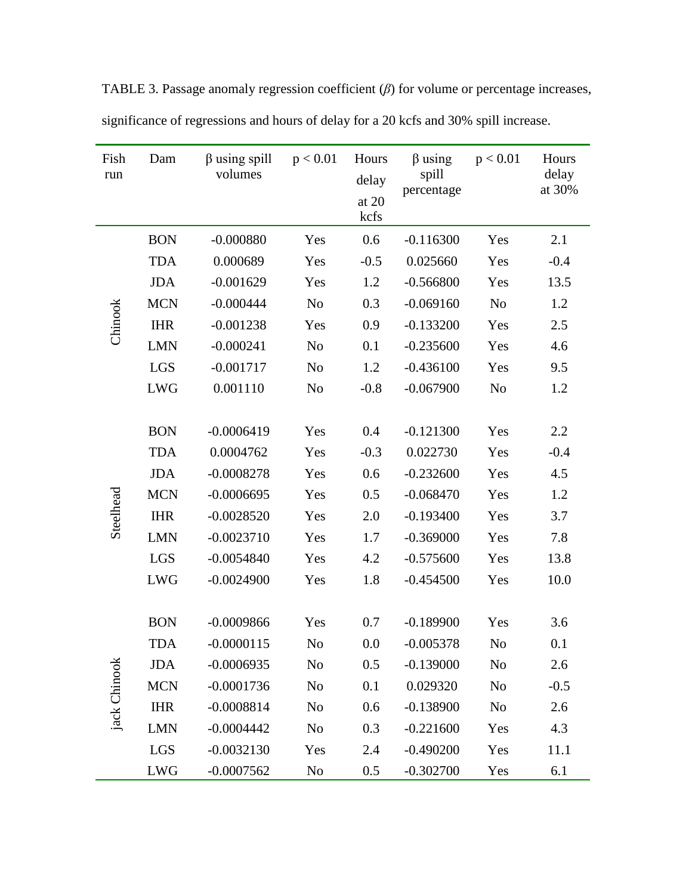TABLE 3. Passage anomaly regression coefficient ($\beta$) for volume or percentage increases, significance of regressions and hours of delay for a 20 kcfs and 30% spill increase.

| Fish run | Dam | β using spill volumes | $p < 0.01$ | Hours delay at 20 kcfs | β using spill percentage | $p < 0.01$ | Hours delay at 30% |
|---|---|---|---|---|---|---|---|
| Chinook | BON | -0.000880 | Yes | 0.6 | -0.116300 | Yes | 2.1 |
| | TDA | 0.000689 | Yes | -0.5 | 0.025660 | Yes | -0.4 |
| | JDA | -0.001629 | Yes | 1.2 | -0.566800 | Yes | 13.5 |
| | MCN | -0.000444 | No | 0.3 | -0.069160 | No | 1.2 |
| | IHR | -0.001238 | Yes | 0.9 | -0.133200 | Yes | 2.5 |
| | LMN | -0.000241 | No | 0.1 | -0.235600 | Yes | 4.6 |
| | LGS | -0.001717 | No | 1.2 | -0.436100 | Yes | 9.5 |
| | LWG | 0.001110 | No | -0.8 | -0.067900 | No | 1.2 |
| Steelhead | BON | -0.0006419 | Yes | 0.4 | -0.121300 | Yes | 2.2 |
| | TDA | 0.0004762 | Yes | -0.3 | 0.022730 | Yes | -0.4 |
| | JDA | -0.0008278 | Yes | 0.6 | -0.232600 | Yes | 4.5 |
| | MCN | -0.0006695 | Yes | 0.5 | -0.068470 | Yes | 1.2 |
| | IHR | -0.0028520 | Yes | 2.0 | -0.193400 | Yes | 3.7 |
| | LMN | -0.0023710 | Yes | 1.7 | -0.369000 | Yes | 7.8 |
| | LGS | -0.0054840 | Yes | 4.2 | -0.575600 | Yes | 13.8 |
| | LWG | -0.0024900 | Yes | 1.8 | -0.454500 | Yes | 10.0 |
| jack Chinook | BON | -0.0009866 | Yes | 0.7 | -0.189900 | Yes | 3.6 |
| | TDA | -0.0000115 | No | 0.0 | -0.005378 | No | 0.1 |
| | JDA | -0.0006935 | No | 0.5 | -0.139000 | No | 2.6 |
| | MCN | -0.0001736 | No | 0.1 | 0.029320 | No | -0.5 |
| | IHR | -0.0008814 | No | 0.6 | -0.138900 | No | 2.6 |
| | LMN | -0.0004442 | No | 0.3 | -0.221600 | Yes | 4.3 |
| | LGS | -0.0032130 | Yes | 2.4 | -0.490200 | Yes | 11.1 |
| | LWG | -0.0007562 | No | 0.5 | -0.302700 | Yes | 6.1 |